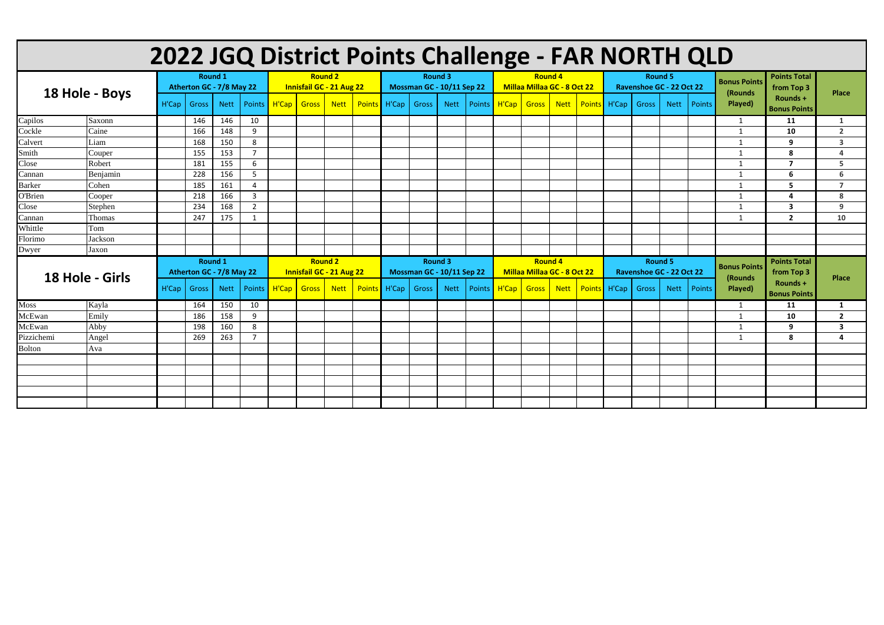# 2022 JGQ District Points Challenge - FAR NORTH QLD

| 18 Hole - Boys | | Round 1 Atherton GC - 7/8 May 22 | | | | Round 2 Innisfail GC - 21 Aug 22 | | | | Round 3 Mossman GC - 10/11 Sep 22 | | | | Round 4 Millaa Millaa GC - 8 Oct 22 | | | | Round 5 Ravenshoe GC - 22 Oct 22 | | | | Bonus Points (Rounds Played) | Points Total from Top 3 Rounds + Bonus Points | Place |
|---|---|---|---|---|---|---|---|---|---|---|---|---|---|---|---|---|---|---|---|---|---|---|---|---|
| | | H'Cap | Gross | Nett | Points | H'Cap | Gross | Nett | Points | H'Cap | Gross | Nett | Points | H'Cap | Gross | Nett | Points | H'Cap | Gross | Nett | Points | | | |
| Capilos | Saxonn | | 146 | 146 | 10 | | | | | | | | | | | | | | | | | 1 | 11 | 1 |
| Cockle | Caine | | 166 | 148 | 9 | | | | | | | | | | | | | | | | | 1 | 10 | 2 |
| Calvert | Liam | | 168 | 150 | 8 | | | | | | | | | | | | | | | | | 1 | 9 | 3 |
| Smith | Couper | | 155 | 153 | 7 | | | | | | | | | | | | | | | | | 1 | 8 | 4 |
| Close | Robert | | 181 | 155 | 6 | | | | | | | | | | | | | | | | | 1 | 7 | 5 |
| Cannan | Benjamin | | 228 | 156 | 5 | | | | | | | | | | | | | | | | | 1 | 6 | 6 |
| Barker | Cohen | | 185 | 161 | 4 | | | | | | | | | | | | | | | | | 1 | 5 | 7 |
| O'Brien | Cooper | | 218 | 166 | 3 | | | | | | | | | | | | | | | | | 1 | 4 | 8 |
| Close | Stephen | | 234 | 168 | 2 | | | | | | | | | | | | | | | | | 1 | 3 | 9 |
| Cannan | Thomas | | 247 | 175 | 1 | | | | | | | | | | | | | | | | | 1 | 2 | 10 |
| Whittle | Tom | | | | | | | | | | | | | | | | | | | | | | | |
| Florimo | Jackson | | | | | | | | | | | | | | | | | | | | | | | |
| Dwyer | Jaxon | | | | | | | | | | | | | | | | | | | | | | | |

| 18 Hole - Girls | | Round 1 Atherton GC - 7/8 May 22 | | | | Round 2 Innisfail GC - 21 Aug 22 | | | | Round 3 Mossman GC - 10/11 Sep 22 | | | | Round 4 Millaa Millaa GC - 8 Oct 22 | | | | Round 5 Ravenshoe GC - 22 Oct 22 | | | | Bonus Points (Rounds Played) | Points Total from Top 3 Rounds + Bonus Points | Place |
|---|---|---|---|---|---|---|---|---|---|---|---|---|---|---|---|---|---|---|---|---|---|---|---|---|
| | | H'Cap | Gross | Nett | Points | H'Cap | Gross | Nett | Points | H'Cap | Gross | Nett | Points | H'Cap | Gross | Nett | Points | H'Cap | Gross | Nett | Points | | | |
| Moss | Kayla | | 164 | 150 | 10 | | | | | | | | | | | | | | | | | 1 | 11 | 1 |
| McEwan | Emily | | 186 | 158 | 9 | | | | | | | | | | | | | | | | | 1 | 10 | 2 |
| McEwan | Abby | | 198 | 160 | 8 | | | | | | | | | | | | | | | | | 1 | 9 | 3 |
| Pizzichemi | Angel | | 269 | 263 | 7 | | | | | | | | | | | | | | | | | 1 | 8 | 4 |
| Bolton | Ava | | | | | | | | | | | | | | | | | | | | | | | |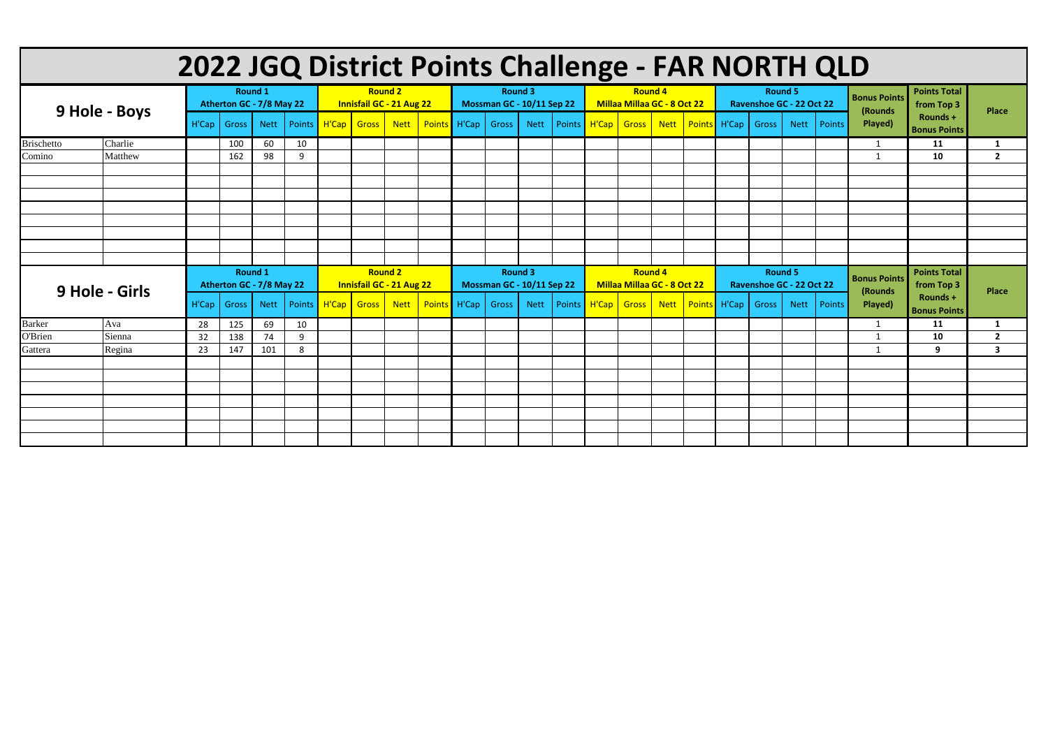# 2022 JGQ District Points Challenge - FAR NORTH QLD

| 9 Hole - Boys | | Round 1 Atherton GC - 7/8 May 22 | | | | Round 2 Innisfail GC - 21 Aug 22 | | | | Round 3 Mossman GC - 10/11 Sep 22 | | | | Round 4 Millaa Millaa GC - 8 Oct 22 | | | | Round 5 Ravenshoe GC - 22 Oct 22 | | | | Bonus Points (Rounds Played) | Points Total from Top 3 Rounds + Bonus Points | Place |
|---|---|---|---|---|---|---|---|---|---|---|---|---|---|---|---|---|---|---|---|---|---|---|---|---|
| | | H'Cap | Gross | Nett | Points | H'Cap | Gross | Nett | Points | H'Cap | Gross | Nett | Points | H'Cap | Gross | Nett | Points | H'Cap | Gross | Nett | Points | | | |
| Brischetto | Charlie | | 100 | 60 | 10 | | | | | | | | | | | | | | | | | 1 | **11** | **1** |
| Comino | Matthew | | 162 | 98 | 9 | | | | | | | | | | | | | | | | | 1 | **10** | **2** |

| 9 Hole - Girls | | Round 1 Atherton GC - 7/8 May 22 | | | | Round 2 Innisfail GC - 21 Aug 22 | | | | Round 3 Mossman GC - 10/11 Sep 22 | | | | Round 4 Millaa Millaa GC - 8 Oct 22 | | | | Round 5 Ravenshoe GC - 22 Oct 22 | | | | Bonus Points (Rounds Played) | Points Total from Top 3 Rounds + Bonus Points | Place |
|---|---|---|---|---|---|---|---|---|---|---|---|---|---|---|---|---|---|---|---|---|---|---|---|---|
| | | H'Cap | Gross | Nett | Points | H'Cap | Gross | Nett | Points | H'Cap | Gross | Nett | Points | H'Cap | Gross | Nett | Points | H'Cap | Gross | Nett | Points | | | |
| Barker | Ava | 28 | 125 | 69 | 10 | | | | | | | | | | | | | | | | | 1 | **11** | **1** |
| O'Brien | Sienna | 32 | 138 | 74 | 9 | | | | | | | | | | | | | | | | | 1 | **10** | **2** |
| Gattera | Regina | 23 | 147 | 101 | 8 | | | | | | | | | | | | | | | | | 1 | **9** | **3** |